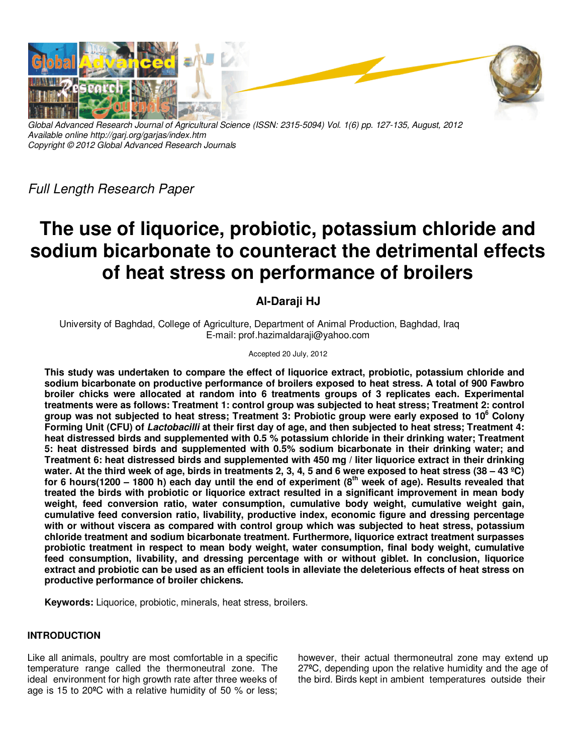Global Advanced Research Journal of Agricultural Science (ISSN: 2315-5094) Vol. 1(6) pp. 127-135, August, 2012
Available online http://garj.org/garjas/index.htm
Copyright © 2012 Global Advanced Research Journals

*Full Length Research Paper*

# The use of liquorice, probiotic, potassium chloride and sodium bicarbonate to counteract the detrimental effects of heat stress on performance of broilers

**Al-Daraji HJ**

University of Baghdad, College of Agriculture, Department of Animal Production, Baghdad, Iraq
E-mail: prof.hazimaldaraji@yahoo.com

Accepted 20 July, 2012

**This study was undertaken to compare the effect of liquorice extract, probiotic, potassium chloride and sodium bicarbonate on productive performance of broilers exposed to heat stress. A total of 900 Fawbro broiler chicks were allocated at random into 6 treatments groups of 3 replicates each. Experimental treatments were as follows: Treatment 1: control group was subjected to heat stress; Treatment 2: control group was not subjected to heat stress; Treatment 3: Probiotic group were early exposed to $10^6$ Colony Forming Unit (CFU) of *Lactobacilli* at their first day of age, and then subjected to heat stress; Treatment 4: heat distressed birds and supplemented with 0.5 % potassium chloride in their drinking water; Treatment 5: heat distressed birds and supplemented with 0.5% sodium bicarbonate in their drinking water; and Treatment 6: heat distressed birds and supplemented with 450 mg / liter liquorice extract in their drinking water. At the third week of age, birds in treatments 2, 3, 4, 5 and 6 were exposed to heat stress (38 – 43 ºC) for 6 hours(1200 – 1800 h) each day until the end of experiment ($8^{th}$ week of age). Results revealed that treated the birds with probiotic or liquorice extract resulted in a significant improvement in mean body weight, feed conversion ratio, water consumption, cumulative body weight, cumulative weight gain, cumulative feed conversion ratio, livability, productive index, economic figure and dressing percentage with or without viscera as compared with control group which was subjected to heat stress, potassium chloride treatment and sodium bicarbonate treatment. Furthermore, liquorice extract treatment surpasses probiotic treatment in respect to mean body weight, water consumption, final body weight, cumulative feed consumption, livability, and dressing percentage with or without giblet. In conclusion, liquorice extract and probiotic can be used as an efficient tools in alleviate the deleterious effects of heat stress on productive performance of broiler chickens.**

**Keywords:** Liquorice, probiotic, minerals, heat stress, broilers.

## INTRODUCTION

Like all animals, poultry are most comfortable in a specific temperature range called the thermoneutral zone. The ideal environment for high growth rate after three weeks of age is 15 to 20ºC with a relative humidity of 50 % or less; however, their actual thermoneutral zone may extend up 27ºC, depending upon the relative humidity and the age of the bird. Birds kept in ambient temperatures outside their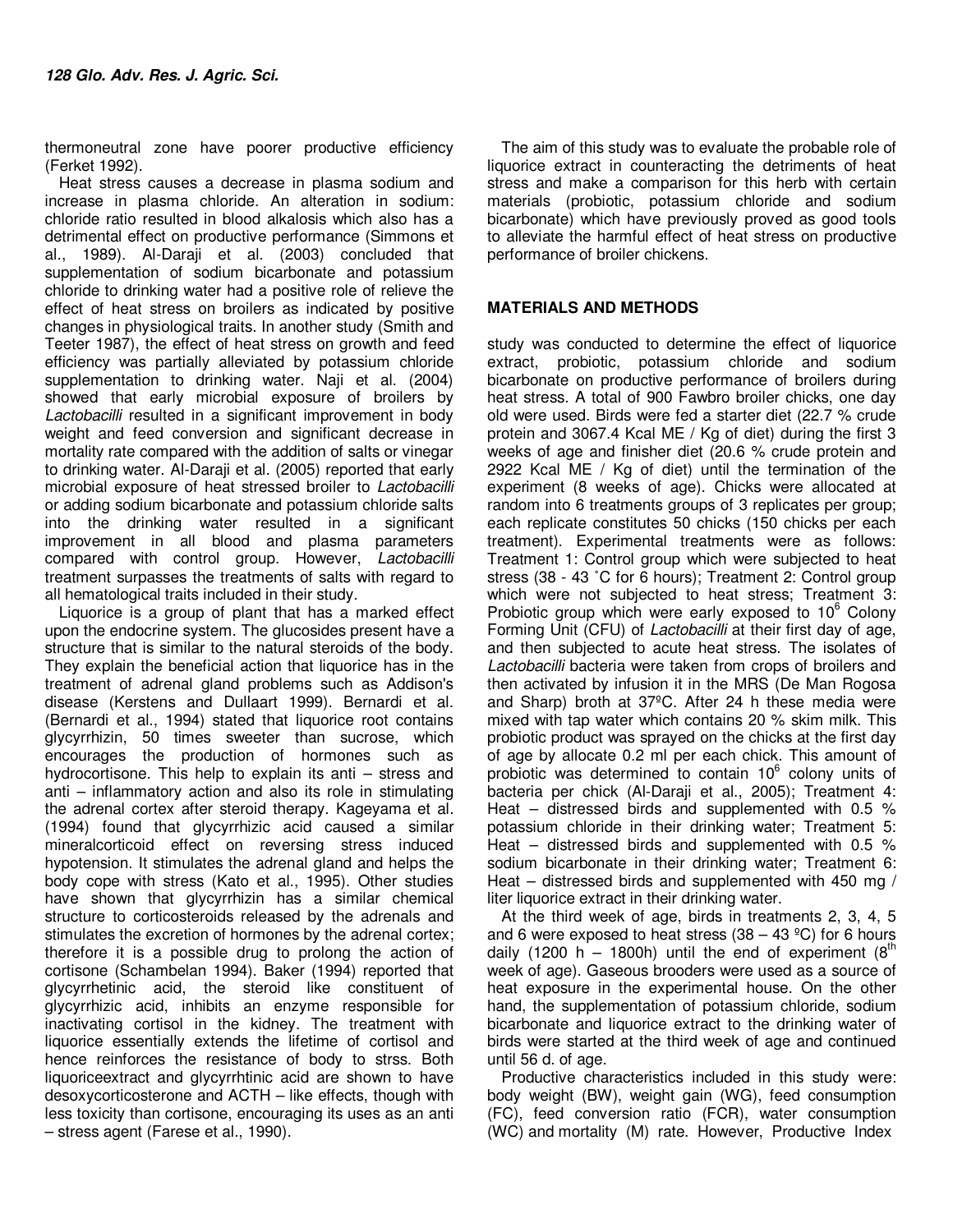thermoneutral zone have poorer productive efficiency (Ferket 1992).

Heat stress causes a decrease in plasma sodium and increase in plasma chloride. An alteration in sodium: chloride ratio resulted in blood alkalosis which also has a detrimental effect on productive performance (Simmons et al., 1989). Al-Daraji et al. (2003) concluded that supplementation of sodium bicarbonate and potassium chloride to drinking water had a positive role of relieve the effect of heat stress on broilers as indicated by positive changes in physiological traits. In another study (Smith and Teeter 1987), the effect of heat stress on growth and feed efficiency was partially alleviated by potassium chloride supplementation to drinking water. Naji et al. (2004) showed that early microbial exposure of broilers by *Lactobacilli* resulted in a significant improvement in body weight and feed conversion and significant decrease in mortality rate compared with the addition of salts or vinegar to drinking water. Al-Daraji et al. (2005) reported that early microbial exposure of heat stressed broiler to *Lactobacilli* or adding sodium bicarbonate and potassium chloride salts into the drinking water resulted in a significant improvement in all blood and plasma parameters compared with control group. However, *Lactobacilli* treatment surpasses the treatments of salts with regard to all hematological traits included in their study.

Liquorice is a group of plant that has a marked effect upon the endocrine system. The glucosides present have a structure that is similar to the natural steroids of the body. They explain the beneficial action that liquorice has in the treatment of adrenal gland problems such as Addison's disease (Kerstens and Dullaart 1999). Bernardi et al. (Bernardi et al., 1994) stated that liquorice root contains glycyrrhizin, 50 times sweeter than sucrose, which encourages the production of hormones such as hydrocortisone. This help to explain its anti – stress and anti – inflammatory action and also its role in stimulating the adrenal cortex after steroid therapy. Kageyama et al. (1994) found that glycyrrhizic acid caused a similar mineralcorticoid effect on reversing stress induced hypotension. It stimulates the adrenal gland and helps the body cope with stress (Kato et al., 1995). Other studies have shown that glycyrrhizin has a similar chemical structure to corticosteroids released by the adrenals and stimulates the excretion of hormones by the adrenal cortex; therefore it is a possible drug to prolong the action of cortisone (Schambelan 1994). Baker (1994) reported that glycyrrhetinic acid, the steroid like constituent of glycyrrhizic acid, inhibits an enzyme responsible for inactivating cortisol in the kidney. The treatment with liquorice essentially extends the lifetime of cortisol and hence reinforces the resistance of body to strss. Both liquoriceextract and glycyrrhtinic acid are shown to have desoxycorticosterone and ACTH – like effects, though with less toxicity than cortisone, encouraging its uses as an anti – stress agent (Farese et al., 1990).

The aim of this study was to evaluate the probable role of liquorice extract in counteracting the detriments of heat stress and make a comparison for this herb with certain materials (probiotic, potassium chloride and sodium bicarbonate) which have previously proved as good tools to alleviate the harmful effect of heat stress on productive performance of broiler chickens.

## MATERIALS AND METHODS

study was conducted to determine the effect of liquorice extract, probiotic, potassium chloride and sodium bicarbonate on productive performance of broilers during heat stress. A total of 900 Fawbro broiler chicks, one day old were used. Birds were fed a starter diet (22.7 % crude protein and 3067.4 Kcal ME / Kg of diet) during the first 3 weeks of age and finisher diet (20.6 % crude protein and 2922 Kcal ME / Kg of diet) until the termination of the experiment (8 weeks of age). Chicks were allocated at random into 6 treatments groups of 3 replicates per group; each replicate constitutes 50 chicks (150 chicks per each treatment). Experimental treatments were as follows: Treatment 1: Control group which were subjected to heat stress (38 - 43 ˚C for 6 hours); Treatment 2: Control group which were not subjected to heat stress; Treatment 3: Probiotic group which were early exposed to $10^6$ Colony Forming Unit (CFU) of *Lactobacilli* at their first day of age, and then subjected to acute heat stress. The isolates of *Lactobacilli* bacteria were taken from crops of broilers and then activated by infusion it in the MRS (De Man Rogosa and Sharp) broth at 37ºC. After 24 h these media were mixed with tap water which contains 20 % skim milk. This probiotic product was sprayed on the chicks at the first day of age by allocate 0.2 ml per each chick. This amount of probiotic was determined to contain $10^6$ colony units of bacteria per chick (Al-Daraji et al., 2005); Treatment 4: Heat – distressed birds and supplemented with 0.5 % potassium chloride in their drinking water; Treatment 5: Heat – distressed birds and supplemented with 0.5 % sodium bicarbonate in their drinking water; Treatment 6: Heat – distressed birds and supplemented with 450 mg / liter liquorice extract in their drinking water.

At the third week of age, birds in treatments 2, 3, 4, 5 and 6 were exposed to heat stress (38 – 43 ºC) for 6 hours daily (1200 h – 1800h) until the end of experiment (8th week of age). Gaseous brooders were used as a source of heat exposure in the experimental house. On the other hand, the supplementation of potassium chloride, sodium bicarbonate and liquorice extract to the drinking water of birds were started at the third week of age and continued until 56 d. of age.

Productive characteristics included in this study were: body weight (BW), weight gain (WG), feed consumption (FC), feed conversion ratio (FCR), water consumption (WC) and mortality (M) rate. However, Productive Index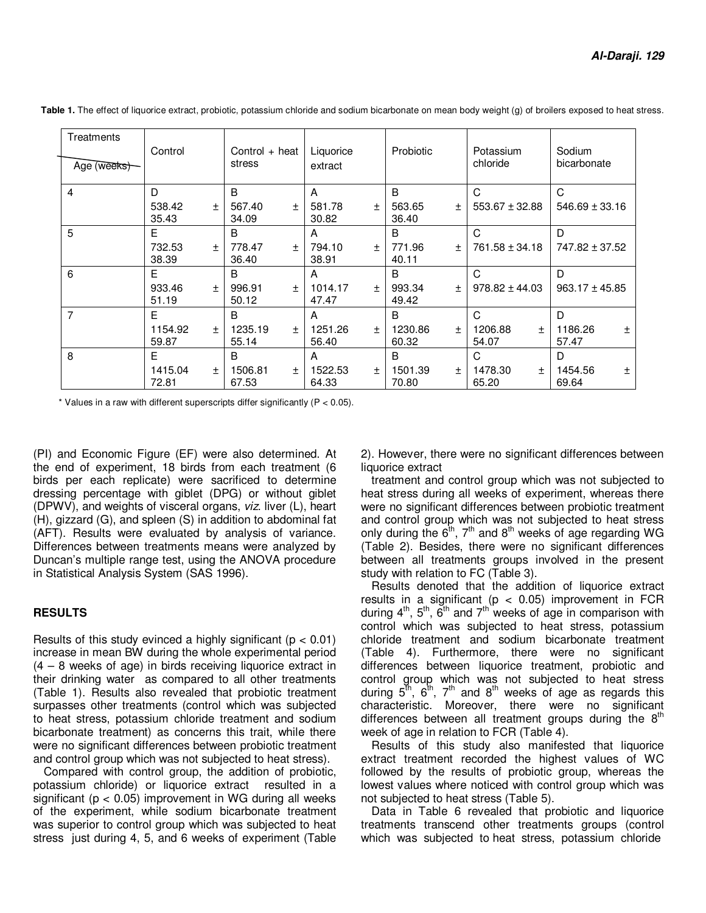**Table 1.** The effect of liquorice extract, probiotic, potassium chloride and sodium bicarbonate on mean body weight (g) of broilers exposed to heat stress.

| Treatments / Age (weeks) | Control | Control + heat stress | Liquorice extract | Probiotic | Potassium chloride | Sodium bicarbonate |
|---|---|---|---|---|---|---|
| 4 | D 538.42 ± 35.43 | B 567.40 ± 34.09 | A 581.78 ± 30.82 | B 563.65 ± 36.40 | C 553.67 ± 32.88 | C 546.69 ± 33.16 |
| 5 | E 732.53 ± 38.39 | B 778.47 ± 36.40 | A 794.10 ± 38.91 | B 771.96 ± 40.11 | C 761.58 ± 34.18 | D 747.82 ± 37.52 |
| 6 | E 933.46 ± 51.19 | B 996.91 ± 50.12 | A 1014.17 ± 47.47 | B 993.34 ± 49.42 | C 978.82 ± 44.03 | D 963.17 ± 45.85 |
| 7 | E 1154.92 ± 59.87 | B 1235.19 ± 55.14 | A 1251.26 ± 56.40 | B 1230.86 ± 60.32 | C 1206.88 ± 54.07 | D 1186.26 ± 57.47 |
| 8 | E 1415.04 ± 72.81 | B 1506.81 ± 67.53 | A 1522.53 ± 64.33 | B 1501.39 ± 70.80 | C 1478.30 ± 65.20 | D 1454.56 ± 69.64 |

\* Values in a raw with different superscripts differ significantly ($P < 0.05$).

(PI) and Economic Figure (EF) were also determined. At the end of experiment, 18 birds from each treatment (6 birds per each replicate) were sacrificed to determine dressing percentage with giblet (DPG) or without giblet (DPWV), and weights of visceral organs, *viz*. liver (L), heart (H), gizzard (G), and spleen (S) in addition to abdominal fat (AFT). Results were evaluated by analysis of variance. Differences between treatments means were analyzed by Duncan's multiple range test, using the ANOVA procedure in Statistical Analysis System (SAS 1996).

## RESULTS

Results of this study evinced a highly significant ($p < 0.01$) increase in mean BW during the whole experimental period (4 – 8 weeks of age) in birds receiving liquorice extract in their drinking water as compared to all other treatments (Table 1). Results also revealed that probiotic treatment surpasses other treatments (control which was subjected to heat stress, potassium chloride treatment and sodium bicarbonate treatment) as concerns this trait, while there were no significant differences between probiotic treatment and control group which was not subjected to heat stress).

Compared with control group, the addition of probiotic, potassium chloride) or liquorice extract resulted in a significant ($p < 0.05$) improvement in WG during all weeks of the experiment, while sodium bicarbonate treatment was superior to control group which was subjected to heat stress just during 4, 5, and 6 weeks of experiment (Table 2). However, there were no significant differences between liquorice extract treatment and control group which was not subjected to heat stress during all weeks of experiment, whereas there were no significant differences between probiotic treatment and control group which was not subjected to heat stress only during the 6th, 7th and 8th weeks of age regarding WG (Table 2). Besides, there were no significant differences between all treatments groups involved in the present study with relation to FC (Table 3).

Results denoted that the addition of liquorice extract results in a significant ($p < 0.05$) improvement in FCR during 4th, 5th, 6th and 7th weeks of age in comparison with control which was subjected to heat stress, potassium chloride treatment and sodium bicarbonate treatment (Table 4). Furthermore, there were no significant differences between liquorice treatment, probiotic and control group which was not subjected to heat stress during 5th, 6th, 7th and 8th weeks of age as regards this characteristic. Moreover, there were no significant differences between all treatment groups during the 8th week of age in relation to FCR (Table 4).

Results of this study also manifested that liquorice extract treatment recorded the highest values of WC followed by the results of probiotic group, whereas the lowest values where noticed with control group which was not subjected to heat stress (Table 5).

Data in Table 6 revealed that probiotic and liquorice treatments transcend other treatments groups (control which was subjected to heat stress, potassium chloride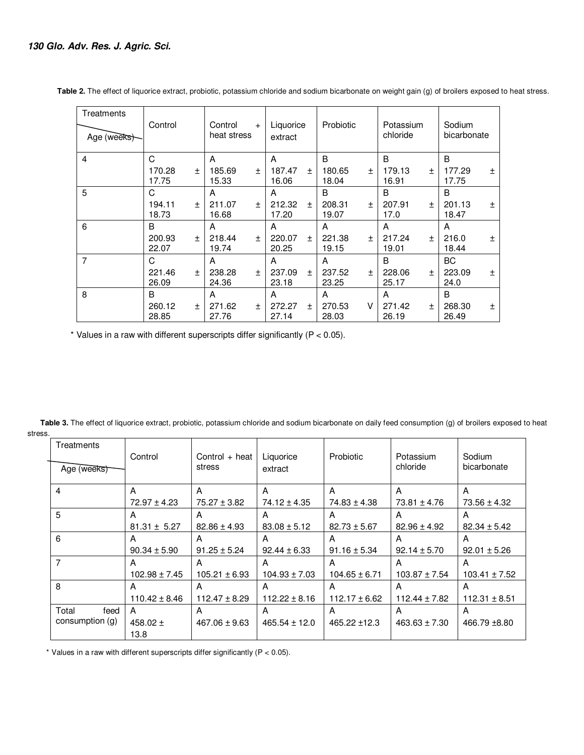**Table 2.** The effect of liquorice extract, probiotic, potassium chloride and sodium bicarbonate on weight gain (g) of broilers exposed to heat stress.

| Treatments / Age (weeks) | Control | Control + heat stress | Liquorice extract | Probiotic | Potassium chloride | Sodium bicarbonate |
|---|---|---|---|---|---|---|
| 4 | C 170.28 ± 17.75 | A 185.69 ± 15.33 | A 187.47 ± 16.06 | B 180.65 ± 18.04 | B 179.13 ± 16.91 | B 177.29 ± 17.75 |
| 5 | C 194.11 ± 18.73 | A 211.07 ± 16.68 | A 212.32 ± 17.20 | B 208.31 ± 19.07 | B 207.91 ± 17.0 | B 201.13 ± 18.47 |
| 6 | B 200.93 ± 22.07 | A 218.44 ± 19.74 | A 220.07 ± 20.25 | A 221.38 ± 19.15 | A 217.24 ± 19.01 | A 216.0 ± 18.44 |
| 7 | C 221.46 ± 26.09 | A 238.28 ± 24.36 | A 237.09 ± 23.18 | A 237.52 ± 23.25 | B 228.06 ± 25.17 | BC 223.09 ± 24.0 |
| 8 | B 260.12 ± 28.85 | A 271.62 ± 27.76 | A 272.27 ± 27.14 | A 270.53 V 28.03 | A 271.42 ± 26.19 | B 268.30 ± 26.49 |

\* Values in a raw with different superscripts differ significantly ($P < 0.05$).

**Table 3.** The effect of liquorice extract, probiotic, potassium chloride and sodium bicarbonate on daily feed consumption (g) of broilers exposed to heat stress.

| Treatments / Age (weeks) | Control | Control + heat stress | Liquorice extract | Probiotic | Potassium chloride | Sodium bicarbonate |
|---|---|---|---|---|---|---|
| 4 | A 72.97 ± 4.23 | A 75.27 ± 3.82 | A 74.12 ± 4.35 | A 74.83 ± 4.38 | A 73.81 ± 4.76 | A 73.56 ± 4.32 |
| 5 | A 81.31 ± 5.27 | A 82.86 ± 4.93 | A 83.08 ± 5.12 | A 82.73 ± 5.67 | A 82.96 ± 4.92 | A 82.34 ± 5.42 |
| 6 | A 90.34 ± 5.90 | A 91.25 ± 5.24 | A 92.44 ± 6.33 | A 91.16 ± 5.34 | A 92.14 ± 5.70 | A 92.01 ± 5.26 |
| 7 | A 102.98 ± 7.45 | A 105.21 ± 6.93 | A 104.93 ± 7.03 | A 104.65 ± 6.71 | A 103.87 ± 7.54 | A 103.41 ± 7.52 |
| 8 | A 110.42 ± 8.46 | A 112.47 ± 8.29 | A 112.22 ± 8.16 | A 112.17 ± 6.62 | A 112.44 ± 7.82 | A 112.31 ± 8.51 |
| Total feed consumption (g) | A 458.02 ± 13.8 | A 467.06 ± 9.63 | A 465.54 ± 12.0 | A 465.22 ±12.3 | A 463.63 ± 7.30 | A 466.79 ±8.80 |

\* Values in a raw with different superscripts differ significantly ($P < 0.05$).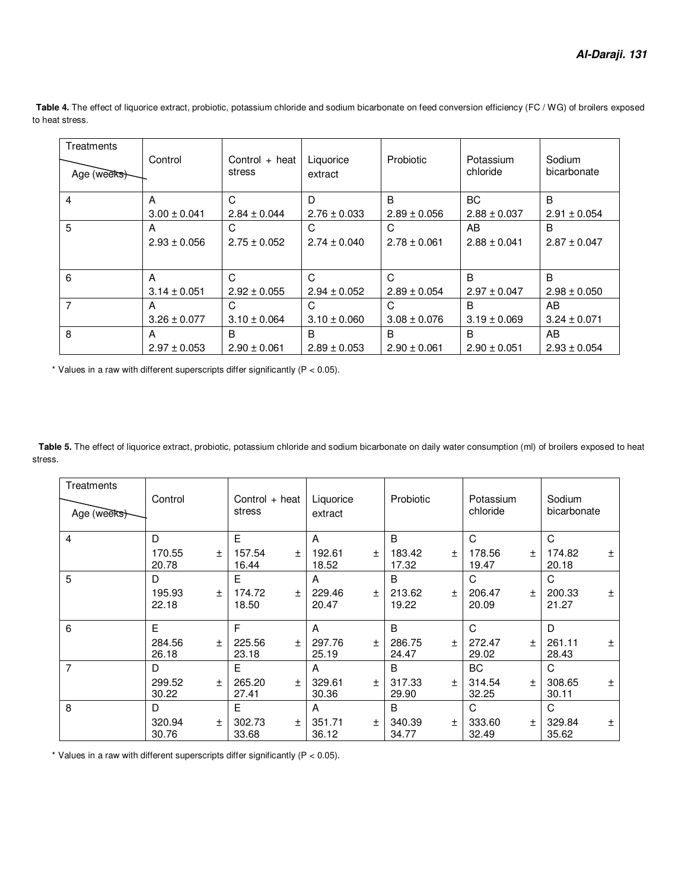**Table 4.** The effect of liquorice extract, probiotic, potassium chloride and sodium bicarbonate on feed conversion efficiency (FC / WG) of broilers exposed to heat stress.

| Treatments / Age (weeks) | Control | Control + heat stress | Liquorice extract | Probiotic | Potassium chloride | Sodium bicarbonate |
|---|---|---|---|---|---|---|
| 4 | A 3.00 ± 0.041 | C 2.84 ± 0.044 | D 2.76 ± 0.033 | B 2.89 ± 0.056 | BC 2.88 ± 0.037 | B 2.91 ± 0.054 |
| 5 | A 2.93 ± 0.056 | C 2.75 ± 0.052 | C 2.74 ± 0.040 | C 2.78 ± 0.061 | AB 2.88 ± 0.041 | B 2.87 ± 0.047 |
| 6 | A 3.14 ± 0.051 | C 2.92 ± 0.055 | C 2.94 ± 0.052 | C 2.89 ± 0.054 | B 2.97 ± 0.047 | B 2.98 ± 0.050 |
| 7 | A 3.26 ± 0.077 | C 3.10 ± 0.064 | C 3.10 ± 0.060 | C 3.08 ± 0.076 | B 3.19 ± 0.069 | AB 3.24 ± 0.071 |
| 8 | A 2.97 ± 0.053 | B 2.90 ± 0.061 | B 2.89 ± 0.053 | B 2.90 ± 0.061 | B 2.90 ± 0.051 | AB 2.93 ± 0.054 |

* Values in a raw with different superscripts differ significantly ($P < 0.05$).

**Table 5.** The effect of liquorice extract, probiotic, potassium chloride and sodium bicarbonate on daily water consumption (ml) of broilers exposed to heat stress.

| Treatments / Age (weeks) | Control | Control + heat stress | Liquorice extract | Probiotic | Potassium chloride | Sodium bicarbonate |
|---|---|---|---|---|---|---|
| 4 | D 170.55 ± 20.78 | E 157.54 ± 16.44 | A 192.61 ± 18.52 | B 183.42 ± 17.32 | C 178.56 ± 19.47 | C 174.82 ± 20.18 |
| 5 | D 195.93 ± 22.18 | E 174.72 ± 18.50 | A 229.46 ± 20.47 | B 213.62 ± 19.22 | C 206.47 ± 20.09 | C 200.33 ± 21.27 |
| 6 | E 284.56 ± 26.18 | F 225.56 ± 23.18 | A 297.76 ± 25.19 | B 286.75 ± 24.47 | C 272.47 ± 29.02 | D 261.11 ± 28.43 |
| 7 | D 299.52 ± 30.22 | E 265.20 ± 27.41 | A 329.61 ± 30.36 | B 317.33 ± 29.90 | BC 314.54 ± 32.25 | C 308.65 ± 30.11 |
| 8 | D 320.94 ± 30.76 | E 302.73 ± 33.68 | A 351.71 ± 36.12 | B 340.39 ± 34.77 | C 333.60 ± 32.49 | C 329.84 ± 35.62 |

* Values in a raw with different superscripts differ significantly ($P < 0.05$).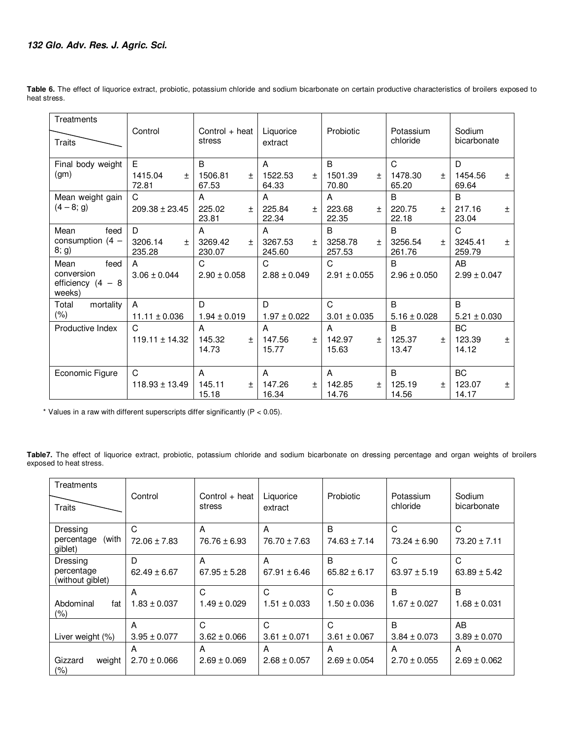**Table 6.** The effect of liquorice extract, probiotic, potassium chloride and sodium bicarbonate on certain productive characteristics of broilers exposed to heat stress.

| Treatments / Traits | Control | Control + heat stress | Liquorice extract | Probiotic | Potassium chloride | Sodium bicarbonate |
|---|---|---|---|---|---|---|
| Final body weight (gm) | E 1415.04 ± 72.81 | B 1506.81 ± 67.53 | A 1522.53 ± 64.33 | B 1501.39 ± 70.80 | C 1478.30 ± 65.20 | D 1454.56 ± 69.64 |
| Mean weight gain (4 – 8; g) | C 209.38 ± 23.45 | A 225.02 ± 23.81 | A 225.84 ± 22.34 | A 223.68 ± 22.35 | B 220.75 ± 22.18 | B 217.16 ± 23.04 |
| Mean feed consumption (4 – 8; g) | D 3206.14 ± 235.28 | A 3269.42 ± 230.07 | A 3267.53 ± 245.60 | B 3258.78 ± 257.53 | B 3256.54 ± 261.76 | C 3245.41 ± 259.79 |
| Mean feed conversion efficiency (4 – 8 weeks) | A 3.06 ± 0.044 | C 2.90 ± 0.058 | C 2.88 ± 0.049 | C 2.91 ± 0.055 | B 2.96 ± 0.050 | AB 2.99 ± 0.047 |
| Total mortality (%) | A 11.11 ± 0.036 | D 1.94 ± 0.019 | D 1.97 ± 0.022 | C 3.01 ± 0.035 | B 5.16 ± 0.028 | B 5.21 ± 0.030 |
| Productive Index | C 119.11 ± 14.32 | A 145.32 ± 14.73 | A 147.56 ± 15.77 | A 142.97 ± 15.63 | B 125.37 ± 13.47 | BC 123.39 ± 14.12 |
| Economic Figure | C 118.93 ± 13.49 | A 145.11 ± 15.18 | A 147.26 ± 16.34 | A 142.85 ± 14.76 | B 125.19 ± 14.56 | BC 123.07 ± 14.17 |

\* Values in a raw with different superscripts differ significantly (P < 0.05).

**Table7.** The effect of liquorice extract, probiotic, potassium chloride and sodium bicarbonate on dressing percentage and organ weights of broilers exposed to heat stress.

| Treatments / Traits | Control | Control + heat stress | Liquorice extract | Probiotic | Potassium chloride | Sodium bicarbonate |
|---|---|---|---|---|---|---|
| Dressing percentage (with giblet) | C 72.06 ± 7.83 | A 76.76 ± 6.93 | A 76.70 ± 7.63 | B 74.63 ± 7.14 | C 73.24 ± 6.90 | C 73.20 ± 7.11 |
| Dressing percentage (without giblet) | D 62.49 ± 6.67 | A 67.95 ± 5.28 | A 67.91 ± 6.46 | B 65.82 ± 6.17 | C 63.97 ± 5.19 | C 63.89 ± 5.42 |
| Abdominal fat (%) | A 1.83 ± 0.037 | C 1.49 ± 0.029 | C 1.51 ± 0.033 | C 1.50 ± 0.036 | B 1.67 ± 0.027 | B 1.68 ± 0.031 |
| Liver weight (%) | A 3.95 ± 0.077 | C 3.62 ± 0.066 | C 3.61 ± 0.071 | C 3.61 ± 0.067 | B 3.84 ± 0.073 | AB 3.89 ± 0.070 |
| Gizzard weight (%) | A 2.70 ± 0.066 | A 2.69 ± 0.069 | A 2.68 ± 0.057 | A 2.69 ± 0.054 | A 2.70 ± 0.055 | A 2.69 ± 0.062 |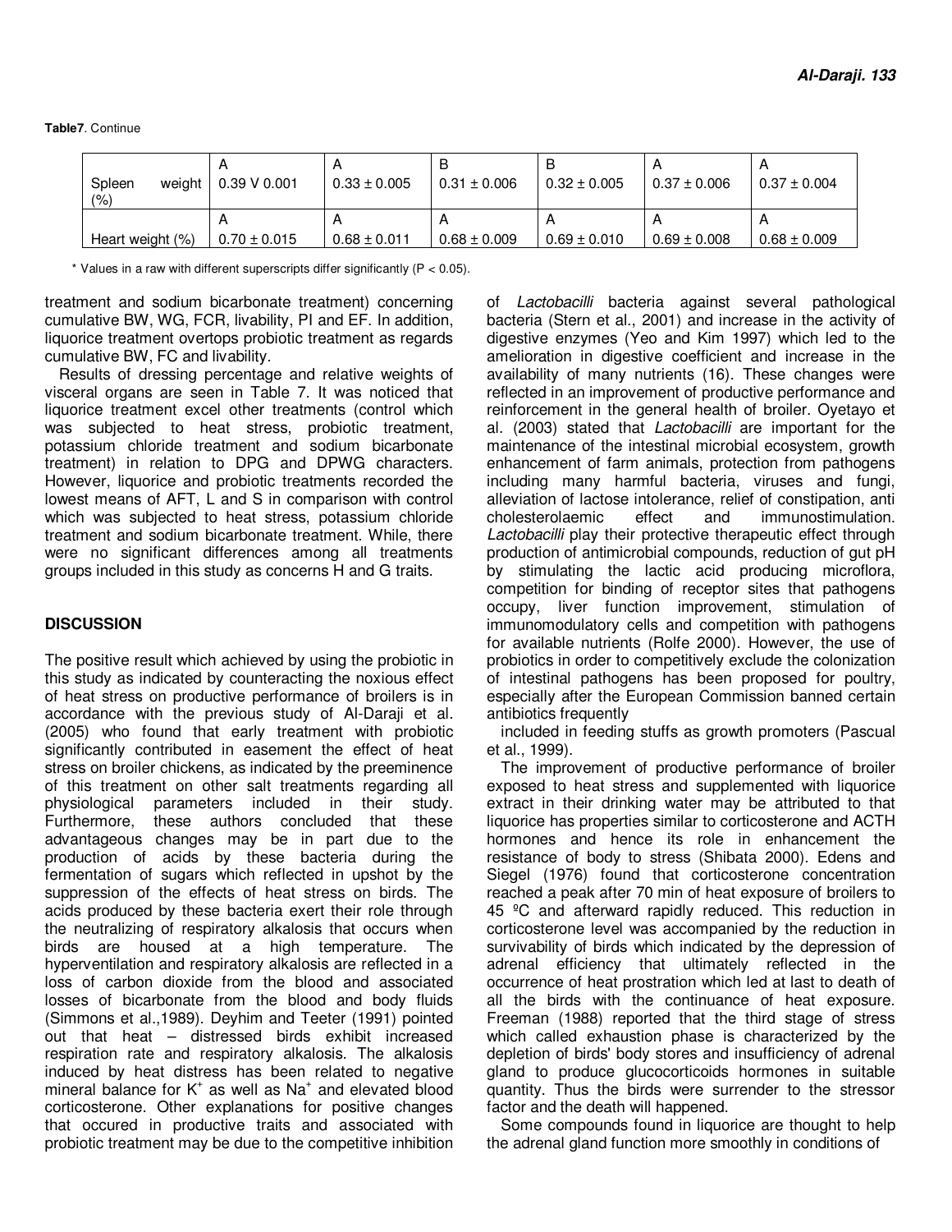**Table7**. Continue

| | | | | | | |
|---|---|---|---|---|---|---|
| Spleen weight (%) | A<br>0.39 V 0.001 | A<br>0.33 ± 0.005 | B<br>0.31 ± 0.006 | B<br>0.32 ± 0.005 | A<br>0.37 ± 0.006 | A<br>0.37 ± 0.004 |
| Heart weight (%) | A<br>0.70 ± 0.015 | A<br>0.68 ± 0.011 | A<br>0.68 ± 0.009 | A<br>0.69 ± 0.010 | A<br>0.69 ± 0.008 | A<br>0.68 ± 0.009 |

\* Values in a raw with different superscripts differ significantly ($P < 0.05$).

treatment and sodium bicarbonate treatment) concerning cumulative BW, WG, FCR, livability, PI and EF. In addition, liquorice treatment overtops probiotic treatment as regards cumulative BW, FC and livability.

Results of dressing percentage and relative weights of visceral organs are seen in Table 7. It was noticed that liquorice treatment excel other treatments (control which was subjected to heat stress, probiotic treatment, potassium chloride treatment and sodium bicarbonate treatment) in relation to DPG and DPWG characters. However, liquorice and probiotic treatments recorded the lowest means of AFT, L and S in comparison with control which was subjected to heat stress, potassium chloride treatment and sodium bicarbonate treatment. While, there were no significant differences among all treatments groups included in this study as concerns H and G traits.

## DISCUSSION

The positive result which achieved by using the probiotic in this study as indicated by counteracting the noxious effect of heat stress on productive performance of broilers is in accordance with the previous study of Al-Daraji et al. (2005) who found that early treatment with probiotic significantly contributed in easement the effect of heat stress on broiler chickens, as indicated by the preeminence of this treatment on other salt treatments regarding all physiological parameters included in their study. Furthermore, these authors concluded that these advantageous changes may be in part due to the production of acids by these bacteria during the fermentation of sugars which reflected in upshot by the suppression of the effects of heat stress on birds. The acids produced by these bacteria exert their role through the neutralizing of respiratory alkalosis that occurs when birds are housed at a high temperature. The hyperventilation and respiratory alkalosis are reflected in a loss of carbon dioxide from the blood and associated losses of bicarbonate from the blood and body fluids (Simmons et al.,1989). Deyhim and Teeter (1991) pointed out that heat – distressed birds exhibit increased respiration rate and respiratory alkalosis. The alkalosis induced by heat distress has been related to negative mineral balance for $K^+$ as well as $Na^+$ and elevated blood corticosterone. Other explanations for positive changes that occured in productive traits and associated with probiotic treatment may be due to the competitive inhibition of *Lactobacilli* bacteria against several pathological bacteria (Stern et al., 2001) and increase in the activity of digestive enzymes (Yeo and Kim 1997) which led to the amelioration in digestive coefficient and increase in the availability of many nutrients (16). These changes were reflected in an improvement of productive performance and reinforcement in the general health of broiler. Oyetayo et al. (2003) stated that *Lactobacilli* are important for the maintenance of the intestinal microbial ecosystem, growth enhancement of farm animals, protection from pathogens including many harmful bacteria, viruses and fungi, alleviation of lactose intolerance, relief of constipation, anti cholesterolaemic effect and immunostimulation. *Lactobacilli* play their protective therapeutic effect through production of antimicrobial compounds, reduction of gut pH by stimulating the lactic acid producing microflora, competition for binding of receptor sites that pathogens occupy, liver function improvement, stimulation of immunomodulatory cells and competition with pathogens for available nutrients (Rolfe 2000). However, the use of probiotics in order to competitively exclude the colonization of intestinal pathogens has been proposed for poultry, especially after the European Commission banned certain antibiotics frequently

included in feeding stuffs as growth promoters (Pascual et al., 1999).

The improvement of productive performance of broiler exposed to heat stress and supplemented with liquorice extract in their drinking water may be attributed to that liquorice has properties similar to corticosterone and ACTH hormones and hence its role in enhancement the resistance of body to stress (Shibata 2000). Edens and Siegel (1976) found that corticosterone concentration reached a peak after 70 min of heat exposure of broilers to 45 ºC and afterward rapidly reduced. This reduction in corticosterone level was accompanied by the reduction in survivability of birds which indicated by the depression of adrenal efficiency that ultimately reflected in the occurrence of heat prostration which led at last to death of all the birds with the continuance of heat exposure. Freeman (1988) reported that the third stage of stress which called exhaustion phase is characterized by the depletion of birds' body stores and insufficiency of adrenal gland to produce glucocorticoids hormones in suitable quantity. Thus the birds were surrender to the stressor factor and the death will happened.

Some compounds found in liquorice are thought to help the adrenal gland function more smoothly in conditions of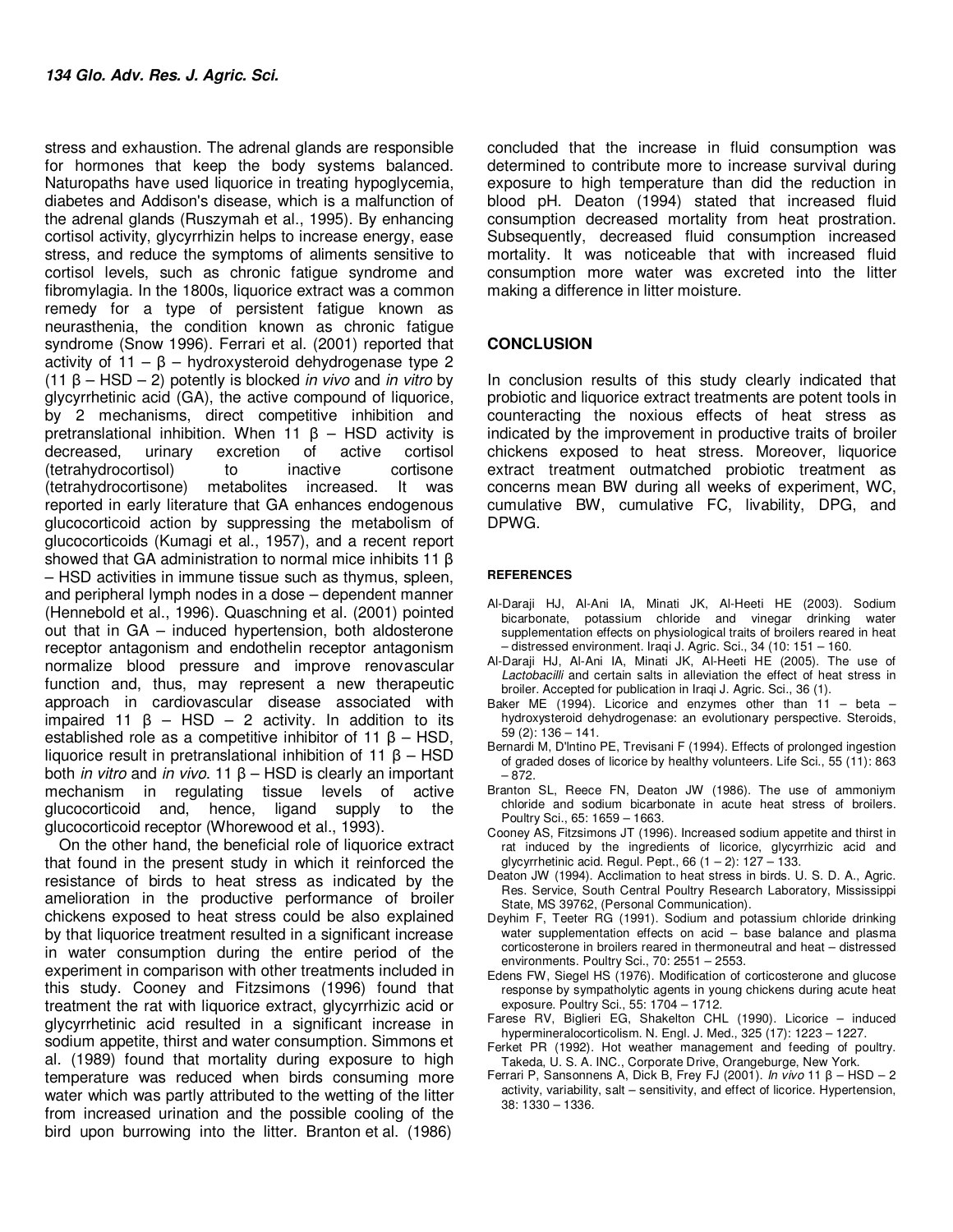stress and exhaustion. The adrenal glands are responsible for hormones that keep the body systems balanced. Naturopaths have used liquorice in treating hypoglycemia, diabetes and Addison's disease, which is a malfunction of the adrenal glands (Ruszymah et al., 1995). By enhancing cortisol activity, glycyrrhizin helps to increase energy, ease stress, and reduce the symptoms of aliments sensitive to cortisol levels, such as chronic fatigue syndrome and fibromylagia. In the 1800s, liquorice extract was a common remedy for a type of persistent fatigue known as neurasthenia, the condition known as chronic fatigue syndrome (Snow 1996). Ferrari et al. (2001) reported that activity of 11 – β – hydroxysteroid dehydrogenase type 2 (11 β – HSD – 2) potently is blocked *in vivo* and *in vitro* by glycyrrhetinic acid (GA), the active compound of liquorice, by 2 mechanisms, direct competitive inhibition and pretranslational inhibition. When 11 β – HSD activity is decreased, urinary excretion of active cortisol (tetrahydrocortisol) to inactive cortisone (tetrahydrocortisone) metabolites increased. It was reported in early literature that GA enhances endogenous glucocorticoid action by suppressing the metabolism of glucocorticoids (Kumagi et al., 1957), and a recent report showed that GA administration to normal mice inhibits 11 β – HSD activities in immune tissue such as thymus, spleen, and peripheral lymph nodes in a dose – dependent manner (Hennebold et al., 1996). Quaschning et al. (2001) pointed out that in GA – induced hypertension, both aldosterone receptor antagonism and endothelin receptor antagonism normalize blood pressure and improve renovascular function and, thus, may represent a new therapeutic approach in cardiovascular disease associated with impaired 11 β – HSD – 2 activity. In addition to its established role as a competitive inhibitor of 11 β – HSD, liquorice result in pretranslational inhibition of 11 β – HSD both *in vitro* and *in vivo*. 11 β – HSD is clearly an important mechanism in regulating tissue levels of active glucocorticoid and, hence, ligand supply to the glucocorticoid receptor (Whorewood et al., 1993).

On the other hand, the beneficial role of liquorice extract that found in the present study in which it reinforced the resistance of birds to heat stress as indicated by the amelioration in the productive performance of broiler chickens exposed to heat stress could be also explained by that liquorice treatment resulted in a significant increase in water consumption during the entire period of the experiment in comparison with other treatments included in this study. Cooney and Fitzsimons (1996) found that treatment the rat with liquorice extract, glycyrrhizic acid or glycyrrhetinic acid resulted in a significant increase in sodium appetite, thirst and water consumption. Simmons et al. (1989) found that mortality during exposure to high temperature was reduced when birds consuming more water which was partly attributed to the wetting of the litter from increased urination and the possible cooling of the bird upon burrowing into the litter. Branton et al. (1986) concluded that the increase in fluid consumption was determined to contribute more to increase survival during exposure to high temperature than did the reduction in blood pH. Deaton (1994) stated that increased fluid consumption decreased mortality from heat prostration. Subsequently, decreased fluid consumption increased mortality. It was noticeable that with increased fluid consumption more water was excreted into the litter making a difference in litter moisture.

## CONCLUSION

In conclusion results of this study clearly indicated that probiotic and liquorice extract treatments are potent tools in counteracting the noxious effects of heat stress as indicated by the improvement in productive traits of broiler chickens exposed to heat stress. Moreover, liquorice extract treatment outmatched probiotic treatment as concerns mean BW during all weeks of experiment, WC, cumulative BW, cumulative FC, livability, DPG, and DPWG.

### REFERENCES

Al-Daraji HJ, Al-Ani IA, Minati JK, Al-Heeti HE (2003). Sodium bicarbonate, potassium chloride and vinegar drinking water supplementation effects on physiological traits of broilers reared in heat – distressed environment. Iraqi J. Agric. Sci., 34 (10: 151 – 160.

Al-Daraji HJ, Al-Ani IA, Minati JK, Al-Heeti HE (2005). The use of *Lactobacilli* and certain salts in alleviation the effect of heat stress in broiler. Accepted for publication in Iraqi J. Agric. Sci., 36 (1).

Baker ME (1994). Licorice and enzymes other than 11 – beta – hydroxysteroid dehydrogenase: an evolutionary perspective. Steroids, 59 (2): 136 – 141.

Bernardi M, D'Intino PE, Trevisani F (1994). Effects of prolonged ingestion of graded doses of licorice by healthy volunteers. Life Sci., 55 (11): 863 – 872.

Branton SL, Reece FN, Deaton JW (1986). The use of ammoniym chloride and sodium bicarbonate in acute heat stress of broilers. Poultry Sci., 65: 1659 – 1663.

Cooney AS, Fitzsimons JT (1996). Increased sodium appetite and thirst in rat induced by the ingredients of licorice, glycyrrhizic acid and glycyrrhetinic acid. Regul. Pept., 66 (1 – 2): 127 – 133.

Deaton JW (1994). Acclimation to heat stress in birds. U. S. D. A., Agric. Res. Service, South Central Poultry Research Laboratory, Mississippi State, MS 39762, (Personal Communication).

Deyhim F, Teeter RG (1991). Sodium and potassium chloride drinking water supplementation effects on acid – base balance and plasma corticosterone in broilers reared in thermoneutral and heat – distressed environments. Poultry Sci., 70: 2551 – 2553.

Edens FW, Siegel HS (1976). Modification of corticosterone and glucose response by sympatholytic agents in young chickens during acute heat exposure. Poultry Sci., 55: 1704 – 1712.

Farese RV, Biglieri EG, Shakelton CHL (1990). Licorice – induced hypermineralocorticolism. N. Engl. J. Med., 325 (17): 1223 – 1227.

Ferket PR (1992). Hot weather management and feeding of poultry. Takeda, U. S. A. INC., Corporate Drive, Orangeburge, New York.

Ferrari P, Sansonnens A, Dick B, Frey FJ (2001). *In vivo* 11 β – HSD – 2 activity, variability, salt – sensitivity, and effect of licorice. Hypertension, 38: 1330 – 1336.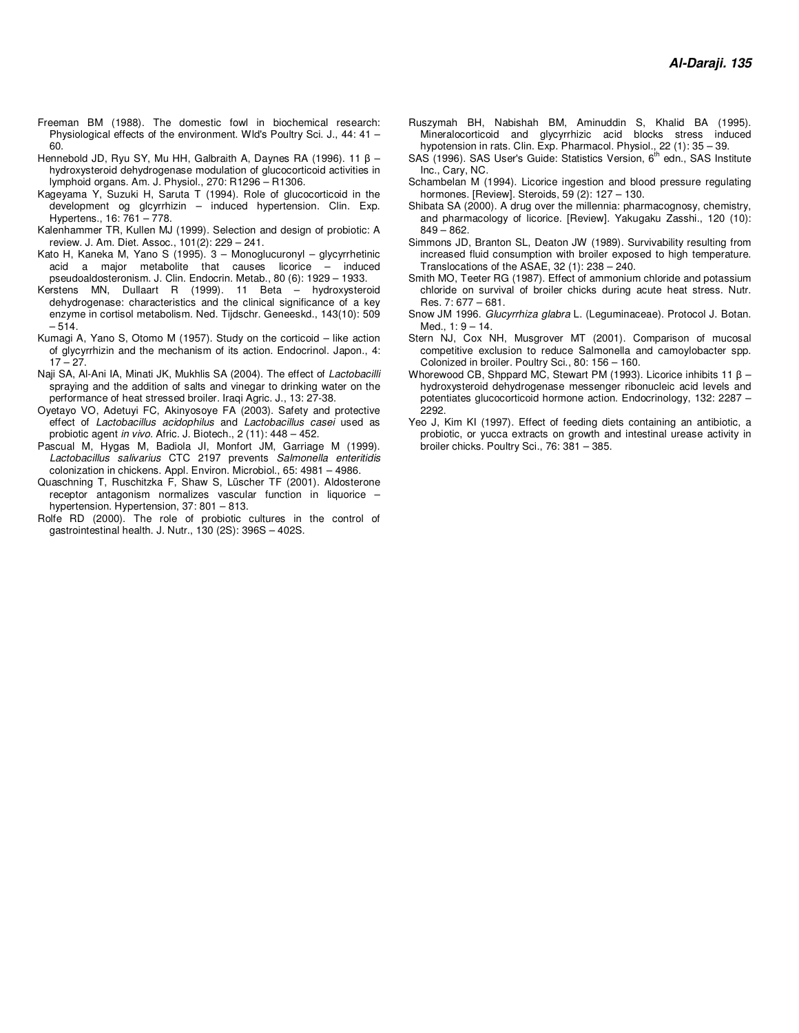Freeman BM (1988). The domestic fowl in biochemical research: Physiological effects of the environment. Wld's Poultry Sci. J., 44: 41 – 60.

Hennebold JD, Ryu SY, Mu HH, Galbraith A, Daynes RA (1996). 11 β – hydroxysteroid dehydrogenase modulation of glucocorticoid activities in lymphoid organs. Am. J. Physiol., 270: R1296 – R1306.

Kageyama Y, Suzuki H, Saruta T (1994). Role of glucocorticoid in the development og glcyrrhizin – induced hypertension. Clin. Exp. Hypertens., 16: 761 – 778.

Kalenhammer TR, Kullen MJ (1999). Selection and design of probiotic: A review. J. Am. Diet. Assoc., 101(2): 229 – 241.

Kato H, Kaneka M, Yano S (1995). 3 – Monoglucuronyl – glycyrrhetinic acid a major metabolite that causes licorice – induced pseudoaldosteronism. J. Clin. Endocrin. Metab., 80 (6): 1929 – 1933.

Kerstens MN, Dullaart R (1999). 11 Beta – hydroxysteroid dehydrogenase: characteristics and the clinical significance of a key enzyme in cortisol metabolism. Ned. Tijdschr. Geneeskd., 143(10): 509 – 514.

Kumagi A, Yano S, Otomo M (1957). Study on the corticoid – like action of glycyrrhizin and the mechanism of its action. Endocrinol. Japon., 4: 17 – 27.

Naji SA, Al-Ani IA, Minati JK, Mukhlis SA (2004). The effect of *Lactobacilli* spraying and the addition of salts and vinegar to drinking water on the performance of heat stressed broiler. Iraqi Agric. J., 13: 27-38.

Oyetayo VO, Adetuyi FC, Akinyosoye FA (2003). Safety and protective effect of *Lactobacillus acidophilus* and *Lactobacillus casei* used as probiotic agent *in vivo.* Afric. J. Biotech., 2 (11): 448 – 452.

Pascual M, Hygas M, Badiola JI, Monfort JM, Garriage M (1999). *Lactobacillus salivarius* CTC 2197 prevents *Salmonella enteritidis* colonization in chickens. Appl. Environ. Microbiol., 65: 4981 – 4986.

Quaschning T, Ruschitzka F, Shaw S, Lüscher TF (2001). Aldosterone receptor antagonism normalizes vascular function in liquorice – hypertension. Hypertension, 37: 801 – 813.

Rolfe RD (2000). The role of probiotic cultures in the control of gastrointestinal health. J. Nutr., 130 (2S): 396S – 402S.

Ruszymah BH, Nabishah BM, Aminuddin S, Khalid BA (1995). Mineralocorticoid and glycyrrhizic acid blocks stress induced hypotension in rats. Clin. Exp. Pharmacol. Physiol., 22 (1): 35 – 39.

SAS (1996). SAS User's Guide: Statistics Version, 6th edn., SAS Institute Inc., Cary, NC.

Schambelan M (1994). Licorice ingestion and blood pressure regulating hormones. [Review]. Steroids, 59 (2): 127 – 130.

Shibata SA (2000). A drug over the millennia: pharmacognosy, chemistry, and pharmacology of licorice. [Review]. Yakugaku Zasshi., 120 (10): 849 – 862.

Simmons JD, Branton SL, Deaton JW (1989). Survivability resulting from increased fluid consumption with broiler exposed to high temperature. Translocations of the ASAE, 32 (1): 238 – 240.

Smith MO, Teeter RG (1987). Effect of ammonium chloride and potassium chloride on survival of broiler chicks during acute heat stress. Nutr. Res. 7: 677 – 681.

Snow JM 1996. *Glucyrrhiza glabra* L. (Leguminaceae). Protocol J. Botan. Med., 1: 9 – 14.

Stern NJ, Cox NH, Musgrover MT (2001). Comparison of mucosal competitive exclusion to reduce Salmonella and camoylobacter spp. Colonized in broiler. Poultry Sci., 80: 156 – 160.

Whorewood CB, Shppard MC, Stewart PM (1993). Licorice inhibits 11 β – hydroxysteroid dehydrogenase messenger ribonucleic acid levels and potentiates glucocorticoid hormone action. Endocrinology, 132: 2287 – 2292.

Yeo J, Kim KI (1997). Effect of feeding diets containing an antibiotic, a probiotic, or yucca extracts on growth and intestinal urease activity in broiler chicks. Poultry Sci., 76: 381 – 385.